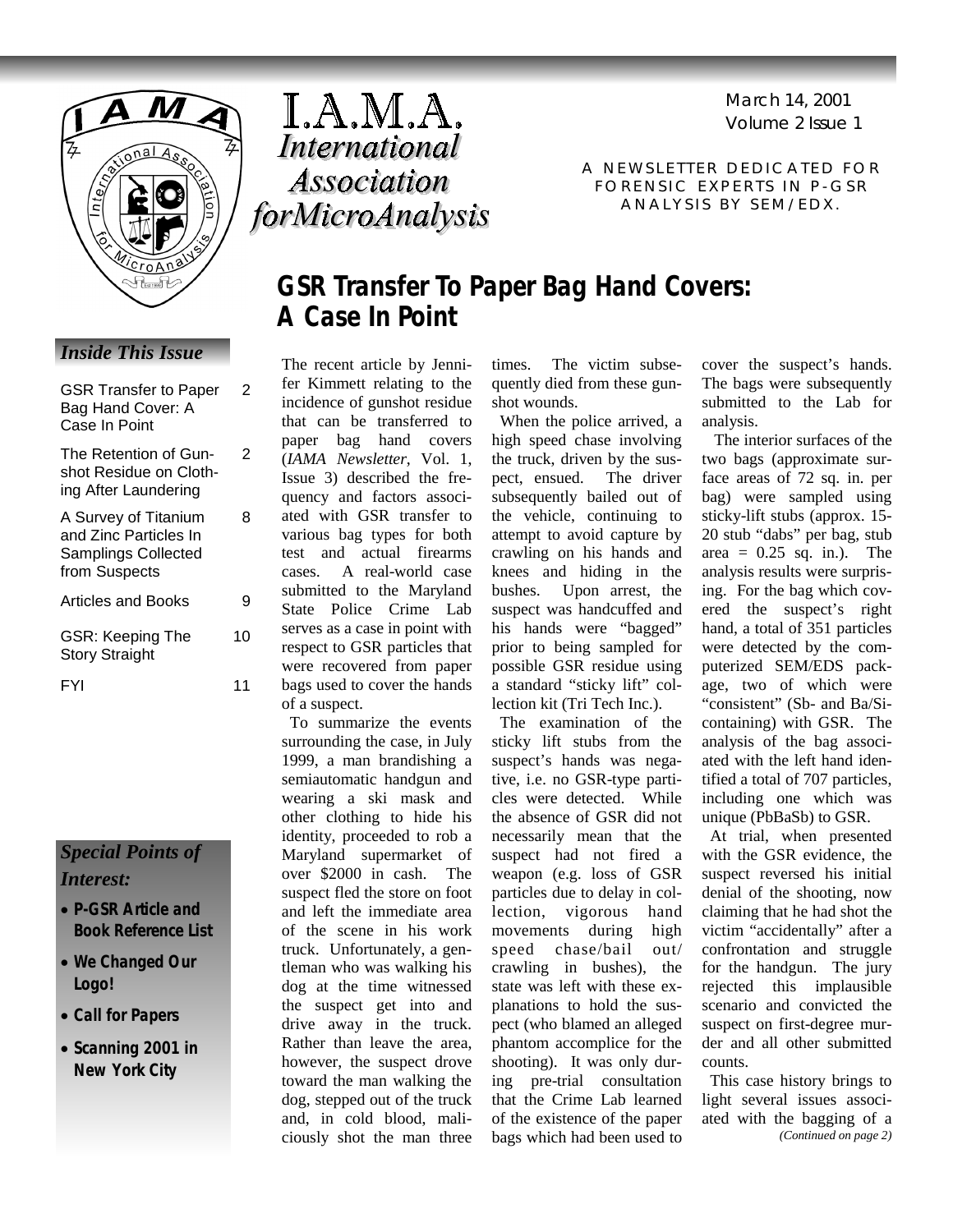# I.A.M.A. International Association forMicroAnalysis

March 14, 2001
Volume 2 Issue 1

A NEWSLETTER DEDICATED FOR FORENSIC EXPERTS IN P-GSR ANALYSIS BY SEM/EDX.

### *Inside This Issue*

| | |
|---|---|
| GSR Transfer to Paper Bag Hand Cover: A Case In Point | 2 |
| The Retention of Gunshot Residue on Clothing After Laundering | 2 |
| A Survey of Titanium and Zinc Particles In Samplings Collected from Suspects | 8 |
| Articles and Books | 9 |
| GSR: Keeping The Story Straight | 10 |
| FYI | 11 |

### *Special Points of Interest:*

- **P-GSR Article and Book Reference List**
- **We Changed Our Logo!**
- **Call for Papers**
- **Scanning 2001 in New York City**

## GSR Transfer To Paper Bag Hand Covers: A Case In Point

The recent article by Jennifer Kimmett relating to the incidence of gunshot residue that can be transferred to paper bag hand covers (*IAMA Newsletter*, Vol. 1, Issue 3) described the frequency and factors associated with GSR transfer to various bag types for both test and actual firearms cases. A real-world case submitted to the Maryland State Police Crime Lab serves as a case in point with respect to GSR particles that were recovered from paper bags used to cover the hands of a suspect.

To summarize the events surrounding the case, in July 1999, a man brandishing a semiautomatic handgun and wearing a ski mask and other clothing to hide his identity, proceeded to rob a Maryland supermarket of over $2000 in cash. The suspect fled the store on foot and left the immediate area of the scene in his work truck. Unfortunately, a gentleman who was walking his dog at the time witnessed the suspect get into and drive away in the truck. Rather than leave the area, however, the suspect drove toward the man walking the dog, stepped out of the truck and, in cold blood, maliciously shot the man three times. The victim subsequently died from these gunshot wounds.

When the police arrived, a high speed chase involving the truck, driven by the suspect, ensued. The driver subsequently bailed out of the vehicle, continuing to attempt to avoid capture by crawling on his hands and knees and hiding in the bushes. Upon arrest, the suspect was handcuffed and his hands were "bagged" prior to being sampled for possible GSR residue using a standard "sticky lift" collection kit (Tri Tech Inc.).

The examination of the sticky lift stubs from the suspect's hands was negative, i.e. no GSR-type particles were detected. While the absence of GSR did not necessarily mean that the suspect had not fired a weapon (e.g. loss of GSR particles due to delay in collection, vigorous hand movements during high speed chase/bail out/crawling in bushes), the state was left with these explanations to hold the suspect (who blamed an alleged phantom accomplice for the shooting). It was only during pre-trial consultation that the Crime Lab learned of the existence of the paper bags which had been used to cover the suspect's hands. The bags were subsequently submitted to the Lab for analysis.

The interior surfaces of the two bags (approximate surface areas of 72 sq. in. per bag) were sampled using sticky-lift stubs (approx. 15-20 stub "dabs" per bag, stub area = 0.25 sq. in.). The analysis results were surprising. For the bag which covered the suspect's right hand, a total of 351 particles were detected by the computerized SEM/EDS package, two of which were "consistent" (Sb- and Ba/Si-containing) with GSR. The analysis of the bag associated with the left hand identified a total of 707 particles, including one which was unique (PbBaSb) to GSR.

At trial, when presented with the GSR evidence, the suspect reversed his initial denial of the shooting, now claiming that he had shot the victim "accidentally" after a confrontation and struggle for the handgun. The jury rejected this implausible scenario and convicted the suspect on first-degree murder and all other submitted counts.

This case history brings to light several issues associated with the bagging of a

*(Continued on page 2)*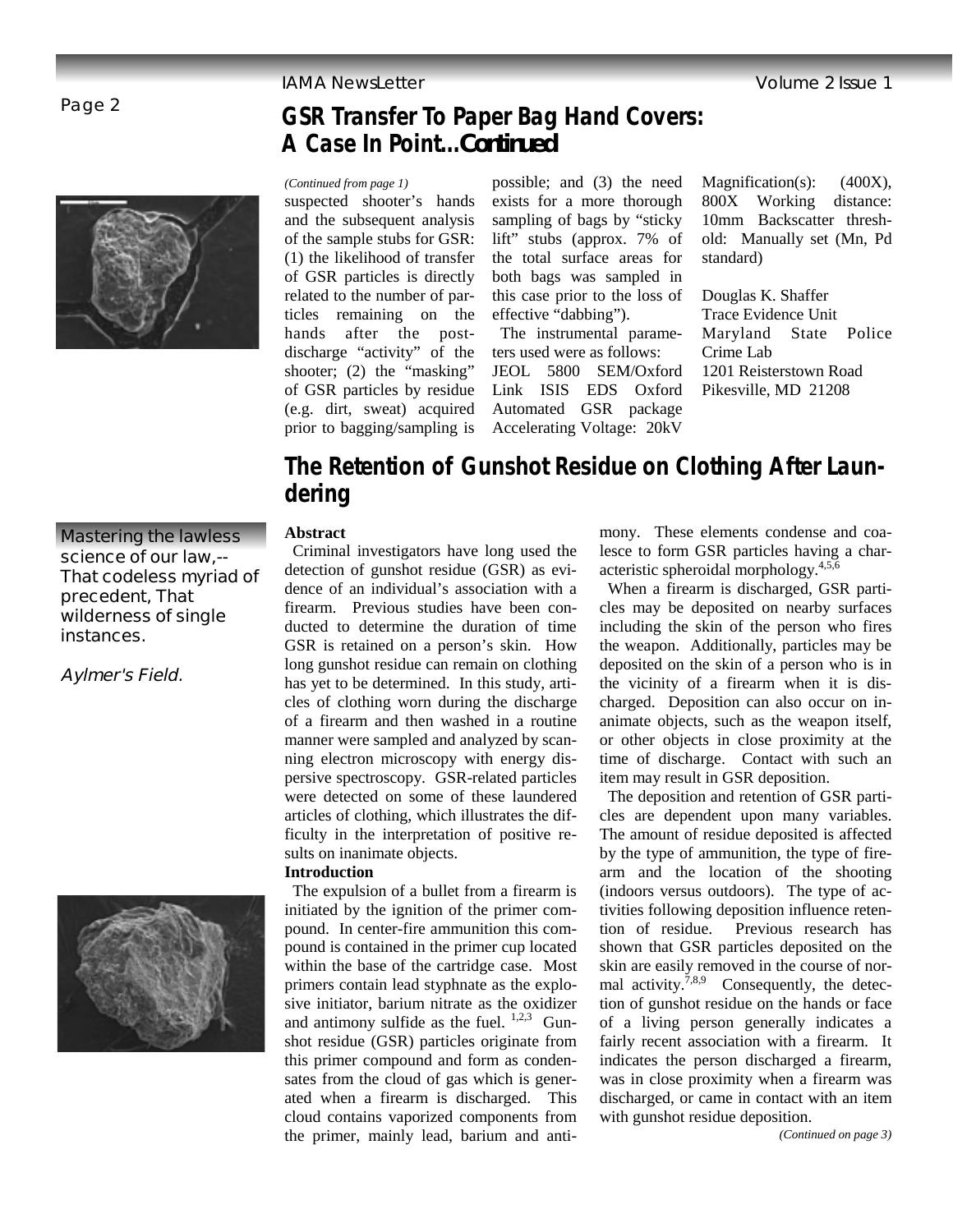## GSR Transfer To Paper Bag Hand Covers: A Case In Point...*Continued*

*(Continued from page 1)*

suspected shooter's hands and the subsequent analysis of the sample stubs for GSR: (1) the likelihood of transfer of GSR particles is directly related to the number of particles remaining on the hands after the post-discharge "activity" of the shooter; (2) the "masking" of GSR particles by residue (e.g. dirt, sweat) acquired prior to bagging/sampling is possible; and (3) the need exists for a more thorough sampling of bags by "sticky lift" stubs (approx. 7% of the total surface areas for both bags was sampled in this case prior to the loss of effective "dabbing").

The instrumental parameters used were as follows: JEOL 5800 SEM/Oxford Link ISIS EDS Oxford Automated GSR package Accelerating Voltage: 20kV Magnification(s): (400X), 800X Working distance: 10mm Backscatter threshold: Manually set (Mn, Pd standard)

Douglas K. Shaffer
Trace Evidence Unit
Maryland State Police Crime Lab
1201 Reisterstown Road
Pikesville, MD 21208

Mastering the lawless science of our law,-- That codeless myriad of precedent, That wilderness of single instances.

*Aylmer's Field.*

## The Retention of Gunshot Residue on Clothing After Laundering

**Abstract**

Criminal investigators have long used the detection of gunshot residue (GSR) as evidence of an individual's association with a firearm. Previous studies have been conducted to determine the duration of time GSR is retained on a person's skin. How long gunshot residue can remain on clothing has yet to be determined. In this study, articles of clothing worn during the discharge of a firearm and then washed in a routine manner were sampled and analyzed by scanning electron microscopy with energy dispersive spectroscopy. GSR-related particles were detected on some of these laundered articles of clothing, which illustrates the difficulty in the interpretation of positive results on inanimate objects.

**Introduction**

The expulsion of a bullet from a firearm is initiated by the ignition of the primer compound. In center-fire ammunition this compound is contained in the primer cup located within the base of the cartridge case. Most primers contain lead styphnate as the explosive initiator, barium nitrate as the oxidizer and antimony sulfide as the fuel. [1,2,3] Gunshot residue (GSR) particles originate from this primer compound and form as condensates from the cloud of gas which is generated when a firearm is discharged. This cloud contains vaporized components from the primer, mainly lead, barium and antimony. These elements condense and coalesce to form GSR particles having a characteristic spheroidal morphology.[4,5,6]

When a firearm is discharged, GSR particles may be deposited on nearby surfaces including the skin of the person who fires the weapon. Additionally, particles may be deposited on the skin of a person who is in the vicinity of a firearm when it is discharged. Deposition can also occur on inanimate objects, such as the weapon itself, or other objects in close proximity at the time of discharge. Contact with such an item may result in GSR deposition.

The deposition and retention of GSR particles are dependent upon many variables. The amount of residue deposited is affected by the type of ammunition, the type of firearm and the location of the shooting (indoors versus outdoors). The type of activities following deposition influence retention of residue. Previous research has shown that GSR particles deposited on the skin are easily removed in the course of normal activity.[7,8,9] Consequently, the detection of gunshot residue on the hands or face of a living person generally indicates a fairly recent association with a firearm. It indicates the person discharged a firearm, was in close proximity when a firearm was discharged, or came in contact with an item with gunshot residue deposition.

*(Continued on page 3)*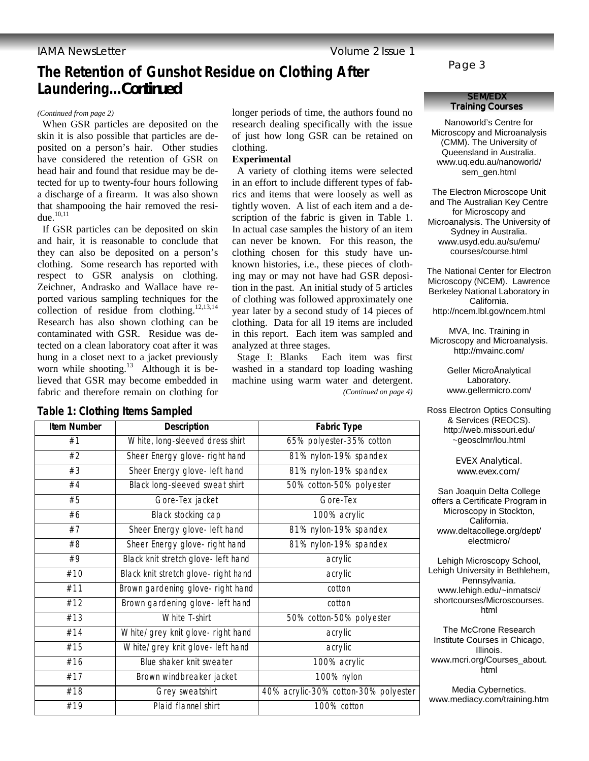# The Retention of Gunshot Residue on Clothing After Laundering...Continued

*(Continued from page 2)*

When GSR particles are deposited on the skin it is also possible that particles are deposited on a person's hair. Other studies have considered the retention of GSR on head hair and found that residue may be detected for up to twenty-four hours following a discharge of a firearm. It was also shown that shampooing the hair removed the residue.[10,11]

If GSR particles can be deposited on skin and hair, it is reasonable to conclude that they can also be deposited on a person's clothing. Some research has reported with respect to GSR analysis on clothing. Zeichner, Andrasko and Wallace have reported various sampling techniques for the collection of residue from clothing.[12,13,14] Research has also shown clothing can be contaminated with GSR. Residue was detected on a clean laboratory coat after it was hung in a closet next to a jacket previously worn while shooting.[13] Although it is believed that GSR may become embedded in fabric and therefore remain on clothing for longer periods of time, the authors found no research dealing specifically with the issue of just how long GSR can be retained on clothing.

**Experimental**

A variety of clothing items were selected in an effort to include different types of fabrics and items that were loosely as well as tightly woven. A list of each item and a description of the fabric is given in Table 1. In actual case samples the history of an item can never be known. For this reason, the clothing chosen for this study have unknown histories, i.e., these pieces of clothing may or may not have had GSR deposition in the past. An initial study of 5 articles of clothing was followed approximately one year later by a second study of 14 pieces of clothing. Data for all 19 items are included in this report. Each item was sampled and analyzed at three stages.

Stage I: Blanks Each item was first washed in a standard top loading washing machine using warm water and detergent.

*(Continued on page 4)*

**Table 1: Clothing Items Sampled**

| Item Number | Description | Fabric Type |
|---|---|---|
| #1 | White, long-sleeved dress shirt | 65% polyester-35% cotton |
| #2 | Sheer Energy glove- right hand | 81% nylon-19% spandex |
| #3 | Sheer Energy glove- left hand | 81% nylon-19% spandex |
| #4 | Black long-sleeved sweat shirt | 50% cotton-50% polyester |
| #5 | Gore-Tex jacket | Gore-Tex |
| #6 | Black stocking cap | 100% acrylic |
| #7 | Sheer Energy glove- left hand | 81% nylon-19% spandex |
| #8 | Sheer Energy glove- right hand | 81% nylon-19% spandex |
| #9 | Black knit stretch glove- left hand | acrylic |
| #10 | Black knit stretch glove- right hand | acrylic |
| #11 | Brown gardening glove- right hand | cotton |
| #12 | Brown gardening glove- left hand | cotton |
| #13 | White T-shirt | 50% cotton-50% polyester |
| #14 | White/grey knit glove- right hand | acrylic |
| #15 | White/grey knit glove- left hand | acrylic |
| #16 | Blue shaker knit sweater | 100% acrylic |
| #17 | Brown windbreaker jacket | 100% nylon |
| #18 | Grey sweatshirt | 40% acrylic-30% cotton-30% polyester |
| #19 | Plaid flannel shirt | 100% cotton |

## SEM/EDX Training Courses

Nanoworld's Centre for Microscopy and Microanalysis (CMM). The University of Queensland in Australia. www.uq.edu.au/nanoworld/sem_gen.html

The Electron Microscope Unit and The Australian Key Centre for Microscopy and Microanalysis. The University of Sydney in Australia. www.usyd.edu.au/su/emu/courses/course.html

The National Center for Electron Microscopy (NCEM). Lawrence Berkeley National Laboratory in California. http://ncem.lbl.gov/ncem.html

MVA, Inc. Training in Microscopy and Microanalysis. http://mvainc.com/

Geller MicroÅnalytical Laboratory. www.gellermicro.com/

Ross Electron Optics Consulting & Services (REOCS). http://web.missouri.edu/~geosclmr/lou.html

EVEX Analytical. www.evex.com/

San Joaquin Delta College offers a Certificate Program in Microscopy in Stockton, California. www.deltacollege.org/dept/electmicro/

Lehigh Microscopy School, Lehigh University in Bethlehem, Pennsylvania. www.lehigh.edu/~inmatsci/shortcourses/Microscourses.html

The McCrone Research Institute Courses in Chicago, Illinois. www.mcri.org/Courses_about.html

Media Cybernetics. www.mediacy.com/training.htm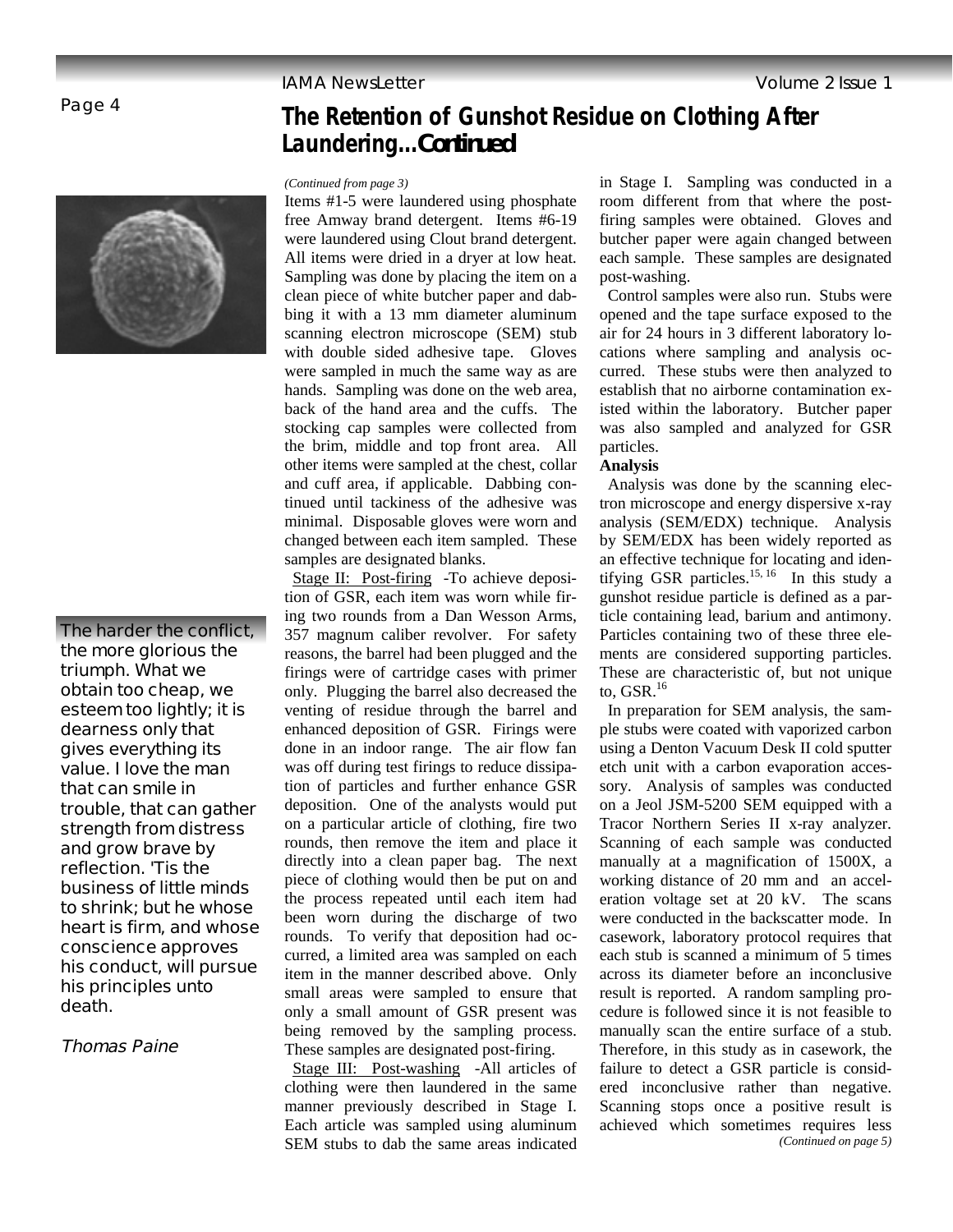# The Retention of Gunshot Residue on Clothing After Laundering...*Continued*

*(Continued from page 3)*

Items #1-5 were laundered using phosphate free Amway brand detergent. Items #6-19 were laundered using Clout brand detergent. All items were dried in a dryer at low heat. Sampling was done by placing the item on a clean piece of white butcher paper and dabbing it with a 13 mm diameter aluminum scanning electron microscope (SEM) stub with double sided adhesive tape. Gloves were sampled in much the same way as are hands. Sampling was done on the web area, back of the hand area and the cuffs. The stocking cap samples were collected from the brim, middle and top front area. All other items were sampled at the chest, collar and cuff area, if applicable. Dabbing continued until tackiness of the adhesive was minimal. Disposable gloves were worn and changed between each item sampled. These samples are designated blanks.

Stage II: Post-firing -To achieve deposition of GSR, each item was worn while firing two rounds from a Dan Wesson Arms, 357 magnum caliber revolver. For safety reasons, the barrel had been plugged and the firings were of cartridge cases with primer only. Plugging the barrel also decreased the venting of residue through the barrel and enhanced deposition of GSR. Firings were done in an indoor range. The air flow fan was off during test firings to reduce dissipation of particles and further enhance GSR deposition. One of the analysts would put on a particular article of clothing, fire two rounds, then remove the item and place it directly into a clean paper bag. The next piece of clothing would then be put on and the process repeated until each item had been worn during the discharge of two rounds. To verify that deposition had occurred, a limited area was sampled on each item in the manner described above. Only small areas were sampled to ensure that only a small amount of GSR present was being removed by the sampling process. These samples are designated post-firing.

Stage III: Post-washing -All articles of clothing were then laundered in the same manner previously described in Stage I. Each article was sampled using aluminum SEM stubs to dab the same areas indicated in Stage I. Sampling was conducted in a room different from that where the post-firing samples were obtained. Gloves and butcher paper were again changed between each sample. These samples are designated post-washing.

Control samples were also run. Stubs were opened and the tape surface exposed to the air for 24 hours in 3 different laboratory locations where sampling and analysis occurred. These stubs were then analyzed to establish that no airborne contamination existed within the laboratory. Butcher paper was also sampled and analyzed for GSR particles.

**Analysis**

Analysis was done by the scanning electron microscope and energy dispersive x-ray analysis (SEM/EDX) technique. Analysis by SEM/EDX has been widely reported as an effective technique for locating and identifying GSR particles.[15, 16] In this study a gunshot residue particle is defined as a particle containing lead, barium and antimony. Particles containing two of these three elements are considered supporting particles. These are characteristic of, but not unique to, GSR.[16]

In preparation for SEM analysis, the sample stubs were coated with vaporized carbon using a Denton Vacuum Desk II cold sputter etch unit with a carbon evaporation accessory. Analysis of samples was conducted on a Jeol JSM-5200 SEM equipped with a Tracor Northern Series II x-ray analyzer. Scanning of each sample was conducted manually at a magnification of 1500X, a working distance of 20 mm and an acceleration voltage set at 20 kV. The scans were conducted in the backscatter mode. In casework, laboratory protocol requires that each stub is scanned a minimum of 5 times across its diameter before an inconclusive result is reported. A random sampling procedure is followed since it is not feasible to manually scan the entire surface of a stub. Therefore, in this study as in casework, the failure to detect a GSR particle is considered inconclusive rather than negative. Scanning stops once a positive result is achieved which sometimes requires less

*(Continued on page 5)*

The harder the conflict, the more glorious the triumph. What we obtain too cheap, we esteem too lightly; it is dearness only that gives everything its value. I love the man that can smile in trouble, that can gather strength from distress and grow brave by reflection. 'Tis the business of little minds to shrink; but he whose heart is firm, and whose conscience approves his conduct, will pursue his principles unto death.

*Thomas Paine*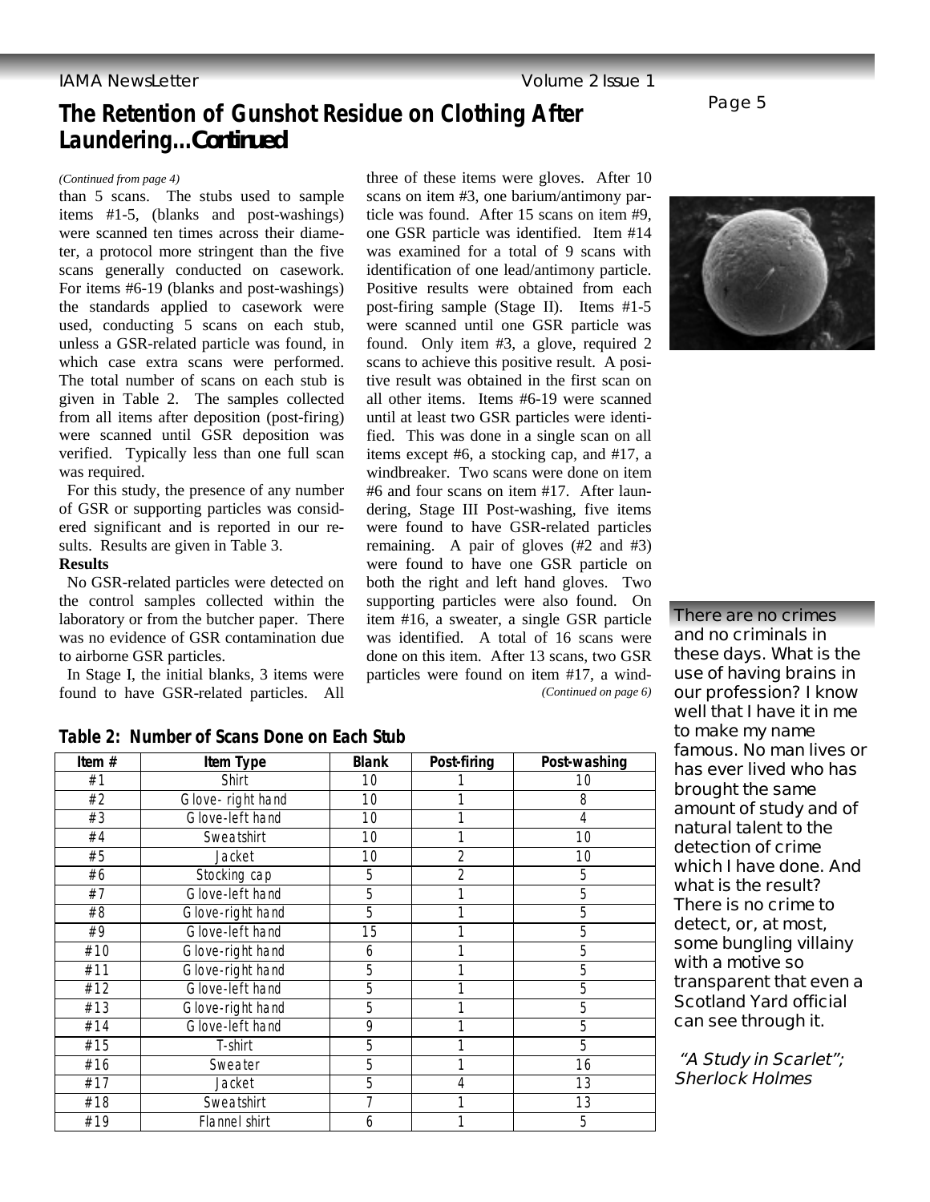## The Retention of Gunshot Residue on Clothing After Laundering...*Continued*

*(Continued from page 4)*

than 5 scans. The stubs used to sample items #1-5, (blanks and post-washings) were scanned ten times across their diameter, a protocol more stringent than the five scans generally conducted on casework. For items #6-19 (blanks and post-washings) the standards applied to casework were used, conducting 5 scans on each stub, unless a GSR-related particle was found, in which case extra scans were performed. The total number of scans on each stub is given in Table 2. The samples collected from all items after deposition (post-firing) were scanned until GSR deposition was verified. Typically less than one full scan was required.

For this study, the presence of any number of GSR or supporting particles was considered significant and is reported in our results. Results are given in Table 3.

**Results**

No GSR-related particles were detected on the control samples collected within the laboratory or from the butcher paper. There was no evidence of GSR contamination due to airborne GSR particles.

In Stage I, the initial blanks, 3 items were found to have GSR-related particles. All three of these items were gloves. After 10 scans on item #3, one barium/antimony particle was found. After 15 scans on item #9, one GSR particle was identified. Item #14 was examined for a total of 9 scans with identification of one lead/antimony particle. Positive results were obtained from each post-firing sample (Stage II). Items #1-5 were scanned until one GSR particle was found. Only item #3, a glove, required 2 scans to achieve this positive result. A positive result was obtained in the first scan on all other items. Items #6-19 were scanned until at least two GSR particles were identified. This was done in a single scan on all items except #6, a stocking cap, and #17, a windbreaker. Two scans were done on item #6 and four scans on item #17. After laundering, Stage III Post-washing, five items were found to have GSR-related particles remaining. A pair of gloves (#2 and #3) were found to have one GSR particle on both the right and left hand gloves. Two supporting particles were also found. On item #16, a sweater, a single GSR particle was identified. A total of 16 scans were done on this item. After 13 scans, two GSR particles were found on item #17, a wind-

*(Continued on page 6)*

**Table 2: Number of Scans Done on Each Stub**

| Item # | Item Type | Blank | Post-firing | Post-washing |
|---|---|---|---|---|
| #1 | Shirt | 10 | 1 | 10 |
| #2 | Glove- right hand | 10 | 1 | 8 |
| #3 | Glove-left hand | 10 | 1 | 4 |
| #4 | Sweatshirt | 10 | 1 | 10 |
| #5 | Jacket | 10 | 2 | 10 |
| #6 | Stocking cap | 5 | 2 | 5 |
| #7 | Glove-left hand | 5 | 1 | 5 |
| #8 | Glove-right hand | 5 | 1 | 5 |
| #9 | Glove-left hand | 15 | 1 | 5 |
| #10 | Glove-right hand | 6 | 1 | 5 |
| #11 | Glove-right hand | 5 | 1 | 5 |
| #12 | Glove-left hand | 5 | 1 | 5 |
| #13 | Glove-right hand | 5 | 1 | 5 |
| #14 | Glove-left hand | 9 | 1 | 5 |
| #15 | T-shirt | 5 | 1 | 5 |
| #16 | Sweater | 5 | 1 | 16 |
| #17 | Jacket | 5 | 4 | 13 |
| #18 | Sweatshirt | 7 | 1 | 13 |
| #19 | Flannel shirt | 6 | 1 | 5 |

There are no crimes and no criminals in these days. What is the use of having brains in our profession? I know well that I have it in me to make my name famous. No man lives or has ever lived who has brought the same amount of study and of natural talent to the detection of crime which I have done. And what is the result? There is no crime to detect, or, at most, some bungling villainy with a motive so transparent that even a Scotland Yard official can see through it.

*"A Study in Scarlet"; Sherlock Holmes*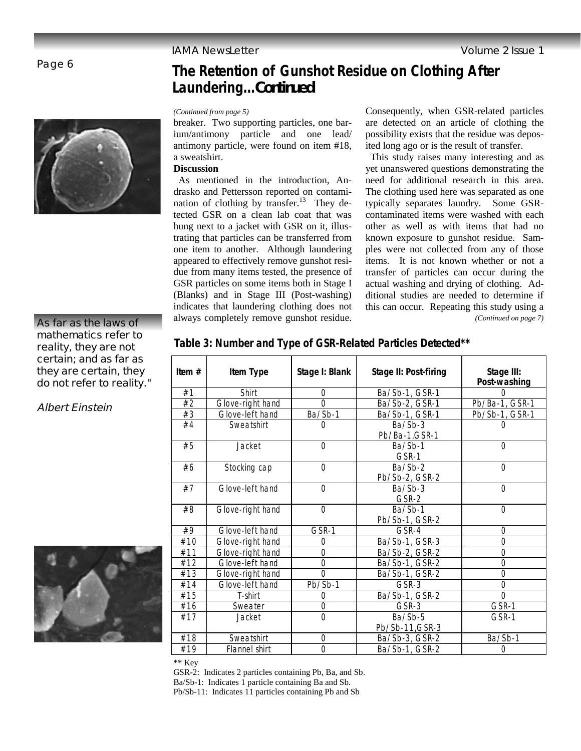## The Retention of Gunshot Residue on Clothing After Laundering...*Continued*

*(Continued from page 5)*

breaker. Two supporting particles, one barium/antimony particle and one lead/antimony particle, were found on item #18, a sweatshirt.

**Discussion**

As mentioned in the introduction, Andrasko and Pettersson reported on contamination of clothing by transfer.[13] They detected GSR on a clean lab coat that was hung next to a jacket with GSR on it, illustrating that particles can be transferred from one item to another. Although laundering appeared to effectively remove gunshot residue from many items tested, the presence of GSR particles on some items both in Stage I (Blanks) and in Stage III (Post-washing) indicates that laundering clothing does not always completely remove gunshot residue. Consequently, when GSR-related particles are detected on an article of clothing the possibility exists that the residue was deposited long ago or is the result of transfer.

This study raises many interesting and as yet unanswered questions demonstrating the need for additional research in this area. The clothing used here was separated as one typically separates laundry. Some GSR-contaminated items were washed with each other as well as with items that had no known exposure to gunshot residue. Samples were not collected from any of those items. It is not known whether or not a transfer of particles can occur during the actual washing and drying of clothing. Additional studies are needed to determine if this can occur. Repeating this study using a

*(Continued on page 7)*

As far as the laws of mathematics refer to reality, they are not certain; and as far as they are certain, they do not refer to reality."

*Albert Einstein*

**Table 3: Number and Type of GSR-Related Particles Detected\*\***

| Item # | Item Type | Stage I: Blank | Stage II: Post-firing | Stage III: Post-washing |
|---|---|---|---|---|
| #1 | Shirt | 0 | Ba/Sb-1, GSR-1 | 0 |
| #2 | Glove-right hand | 0 | Ba/Sb-2, GSR-1 | Pb/Ba-1, GSR-1 |
| #3 | Glove-left hand | Ba/Sb-1 | Ba/Sb-1, GSR-1 | Pb/Sb-1, GSR-1 |
| #4 | Sweatshirt | 0 | Ba/Sb-3 Pb/Ba-1,GSR-1 | 0 |
| #5 | Jacket | 0 | Ba/Sb-1 GSR-1 | 0 |
| #6 | Stocking cap | 0 | Ba/Sb-2 Pb/Sb-2, GSR-2 | 0 |
| #7 | Glove-left hand | 0 | Ba/Sb-3 GSR-2 | 0 |
| #8 | Glove-right hand | 0 | Ba/Sb-1 Pb/Sb-1, GSR-2 | 0 |
| #9 | Glove-left hand | GSR-1 | GSR-4 | 0 |
| #10 | Glove-right hand | 0 | Ba/Sb-1, GSR-3 | 0 |
| #11 | Glove-right hand | 0 | Ba/Sb-2, GSR-2 | 0 |
| #12 | Glove-left hand | 0 | Ba/Sb-1, GSR-2 | 0 |
| #13 | Glove-right hand | 0 | Ba/Sb-1, GSR-2 | 0 |
| #14 | Glove-left hand | Pb/Sb-1 | GSR-3 | 0 |
| #15 | T-shirt | 0 | Ba/Sb-1, GSR-2 | 0 |
| #16 | Sweater | 0 | GSR-3 | GSR-1 |
| #17 | Jacket | 0 | Ba/Sb-5 Pb/Sb-11,GSR-3 | GSR-1 |
| #18 | Sweatshirt | 0 | Ba/Sb-3, GSR-2 | Ba/Sb-1 |
| #19 | Flannel shirt | 0 | Ba/Sb-1, GSR-2 | 0 |

\*\* Key

GSR-2: Indicates 2 particles containing Pb, Ba, and Sb.

Ba/Sb-1: Indicates 1 particle containing Ba and Sb.

Pb/Sb-11: Indicates 11 particles containing Pb and Sb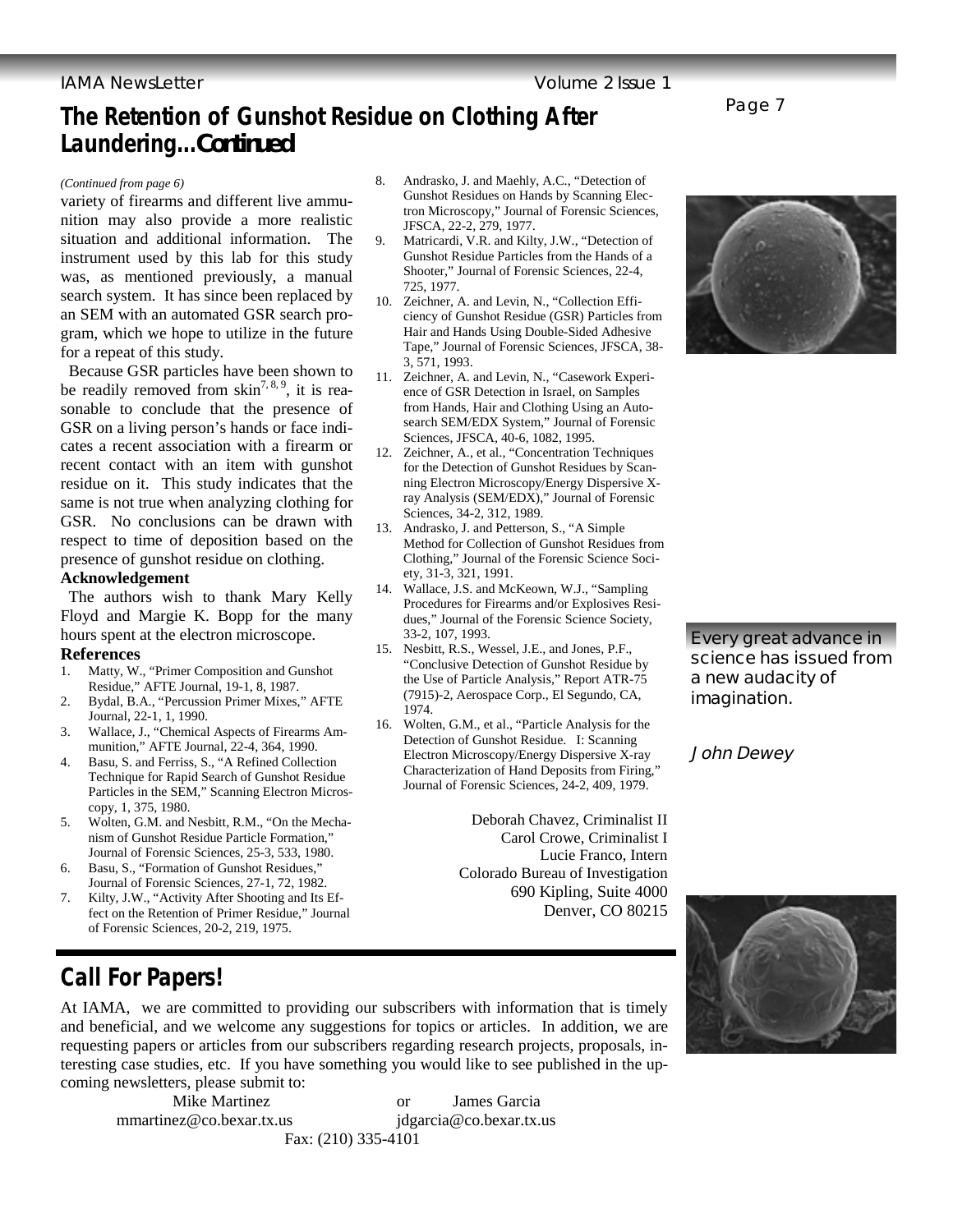## The Retention of Gunshot Residue on Clothing After Laundering...*Continued*

*(Continued from page 6)*

variety of firearms and different live ammunition may also provide a more realistic situation and additional information. The instrument used by this lab for this study was, as mentioned previously, a manual search system. It has since been replaced by an SEM with an automated GSR search program, which we hope to utilize in the future for a repeat of this study.

Because GSR particles have been shown to be readily removed from skin[7, 8, 9], it is reasonable to conclude that the presence of GSR on a living person's hands or face indicates a recent association with a firearm or recent contact with an item with gunshot residue on it. This study indicates that the same is not true when analyzing clothing for GSR. No conclusions can be drawn with respect to time of deposition based on the presence of gunshot residue on clothing.

**Acknowledgement**

The authors wish to thank Mary Kelly Floyd and Margie K. Bopp for the many hours spent at the electron microscope.

**References**

1. Matty, W., "Primer Composition and Gunshot Residue," AFTE Journal, 19-1, 8, 1987.
2. Bydal, B.A., "Percussion Primer Mixes," AFTE Journal, 22-1, 1, 1990.
3. Wallace, J., "Chemical Aspects of Firearms Ammunition," AFTE Journal, 22-4, 364, 1990.
4. Basu, S. and Ferriss, S., "A Refined Collection Technique for Rapid Search of Gunshot Residue Particles in the SEM," Scanning Electron Microscopy, 1, 375, 1980.
5. Wolten, G.M. and Nesbitt, R.M., "On the Mechanism of Gunshot Residue Particle Formation," Journal of Forensic Sciences, 25-3, 533, 1980.
6. Basu, S., "Formation of Gunshot Residues," Journal of Forensic Sciences, 27-1, 72, 1982.
7. Kilty, J.W., "Activity After Shooting and Its Effect on the Retention of Primer Residue," Journal of Forensic Sciences, 20-2, 219, 1975.
8. Andrasko, J. and Maehly, A.C., "Detection of Gunshot Residues on Hands by Scanning Electron Microscopy," Journal of Forensic Sciences, JFSCA, 22-2, 279, 1977.
9. Matricardi, V.R. and Kilty, J.W., "Detection of Gunshot Residue Particles from the Hands of a Shooter," Journal of Forensic Sciences, 22-4, 725, 1977.
10. Zeichner, A. and Levin, N., "Collection Efficiency of Gunshot Residue (GSR) Particles from Hair and Hands Using Double-Sided Adhesive Tape," Journal of Forensic Sciences, JFSCA, 38-3, 571, 1993.
11. Zeichner, A. and Levin, N., "Casework Experience of GSR Detection in Israel, on Samples from Hands, Hair and Clothing Using an Autosearch SEM/EDX System," Journal of Forensic Sciences, JFSCA, 40-6, 1082, 1995.
12. Zeichner, A., et al., "Concentration Techniques for the Detection of Gunshot Residues by Scanning Electron Microscopy/Energy Dispersive X-ray Analysis (SEM/EDX)," Journal of Forensic Sciences, 34-2, 312, 1989.
13. Andrasko, J. and Petterson, S., "A Simple Method for Collection of Gunshot Residues from Clothing," Journal of the Forensic Science Society, 31-3, 321, 1991.
14. Wallace, J.S. and McKeown, W.J., "Sampling Procedures for Firearms and/or Explosives Residues," Journal of the Forensic Science Society, 33-2, 107, 1993.
15. Nesbitt, R.S., Wessel, J.E., and Jones, P.F., "Conclusive Detection of Gunshot Residue by the Use of Particle Analysis," Report ATR-75 (7915)-2, Aerospace Corp., El Segundo, CA, 1974.
16. Wolten, G.M., et al., "Particle Analysis for the Detection of Gunshot Residue. I: Scanning Electron Microscopy/Energy Dispersive X-ray Characterization of Hand Deposits from Firing," Journal of Forensic Sciences, 24-2, 409, 1979.

Deborah Chavez, Criminalist II
Carol Crowe, Criminalist I
Lucie Franco, Intern
Colorado Bureau of Investigation
690 Kipling, Suite 4000
Denver, CO 80215

Every great advance in science has issued from a new audacity of imagination.

*John Dewey*

## Call For Papers!

At IAMA, we are committed to providing our subscribers with information that is timely and beneficial, and we welcome any suggestions for topics or articles. In addition, we are requesting papers or articles from our subscribers regarding research projects, proposals, interesting case studies, etc. If you have something you would like to see published in the upcoming newsletters, please submit to:

Mike Martinez — mmartinez@co.bexar.tx.us
or
James Garcia — jdgarcia@co.bexar.tx.us

Fax: (210) 335-4101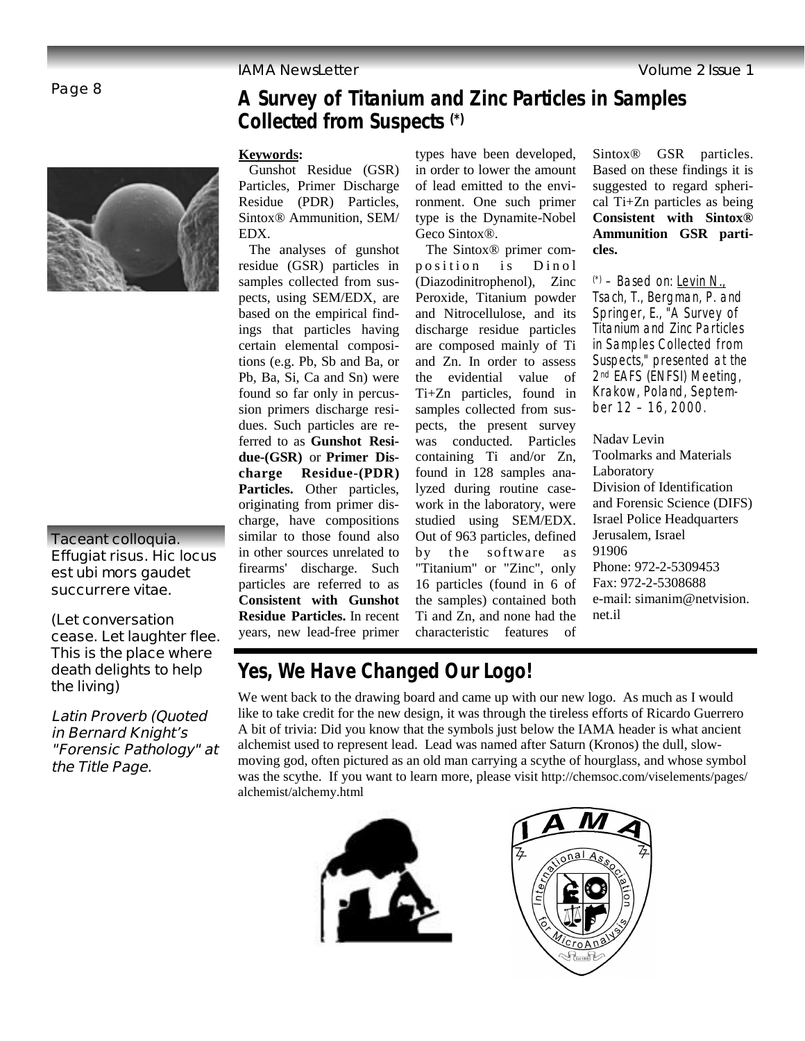# A Survey of Titanium and Zinc Particles in Samples Collected from Suspects (*)

**Keywords:**
Gunshot Residue (GSR) Particles, Primer Discharge Residue (PDR) Particles, Sintox® Ammunition, SEM/EDX.

The analyses of gunshot residue (GSR) particles in samples collected from suspects, using SEM/EDX, are based on the empirical findings that particles having certain elemental compositions (e.g. Pb, Sb and Ba, or Pb, Ba, Si, Ca and Sn) were found so far only in percussion primers discharge residues. Such particles are referred to as **Gunshot Residue-(GSR)** or **Primer Discharge Residue-(PDR) Particles.** Other particles, originating from primer discharge, have compositions similar to those found also in other sources unrelated to firearms' discharge. Such particles are referred to as **Consistent with Gunshot Residue Particles.** In recent years, new lead-free primer types have been developed, in order to lower the amount of lead emitted to the environment. One such primer type is the Dynamite-Nobel Geco Sintox®.

The Sintox® primer composition is Dinol (Diazodinitrophenol), Zinc Peroxide, Titanium powder and Nitrocellulose, and its discharge residue particles are composed mainly of Ti and Zn. In order to assess the evidential value of Ti+Zn particles, found in samples collected from suspects, the present survey was conducted. Particles containing Ti and/or Zn, found in 128 samples analyzed during routine casework in the laboratory, were studied using SEM/EDX. Out of 963 particles, defined by the software as "Titanium" or "Zinc", only 16 particles (found in 6 of the samples) contained both Ti and Zn, and none had the characteristic features of Sintox® GSR particles. Based on these findings it is suggested to regard spherical Ti+Zn particles as being **Consistent with Sintox® Ammunition GSR particles.**

*(\*) – Based on: Levin N., Tsach, T., Bergman, P. and Springer, E., "A Survey of Titanium and Zinc Particles in Samples Collected from Suspects," presented at the 2nd EAFS (ENFSI) Meeting, Krakow, Poland, September 12 – 16, 2000.*

Nadav Levin
Toolmarks and Materials Laboratory
Division of Identification and Forensic Science (DIFS)
Israel Police Headquarters
Jerusalem, Israel
91906
Phone: 972-2-5309453
Fax: 972-2-5308688
e-mail: simanim@netvision.net.il

Taceant colloquia. Effugiat risus. Hic locus est ubi mors gaudet succurrere vitae.

(Let conversation cease. Let laughter flee. This is the place where death delights to help the living)

*Latin Proverb (Quoted in Bernard Knight's "Forensic Pathology" at the Title Page.*

## Yes, We Have Changed Our Logo!

We went back to the drawing board and came up with our new logo. As much as I would like to take credit for the new design, it was through the tireless efforts of Ricardo Guerrero A bit of trivia: Did you know that the symbols just below the IAMA header is what ancient alchemist used to represent lead. Lead was named after Saturn (Kronos) the dull, slow-moving god, often pictured as an old man carrying a scythe of hourglass, and whose symbol was the scythe. If you want to learn more, please visit http://chemsoc.com/viselements/pages/alchemist/alchemy.html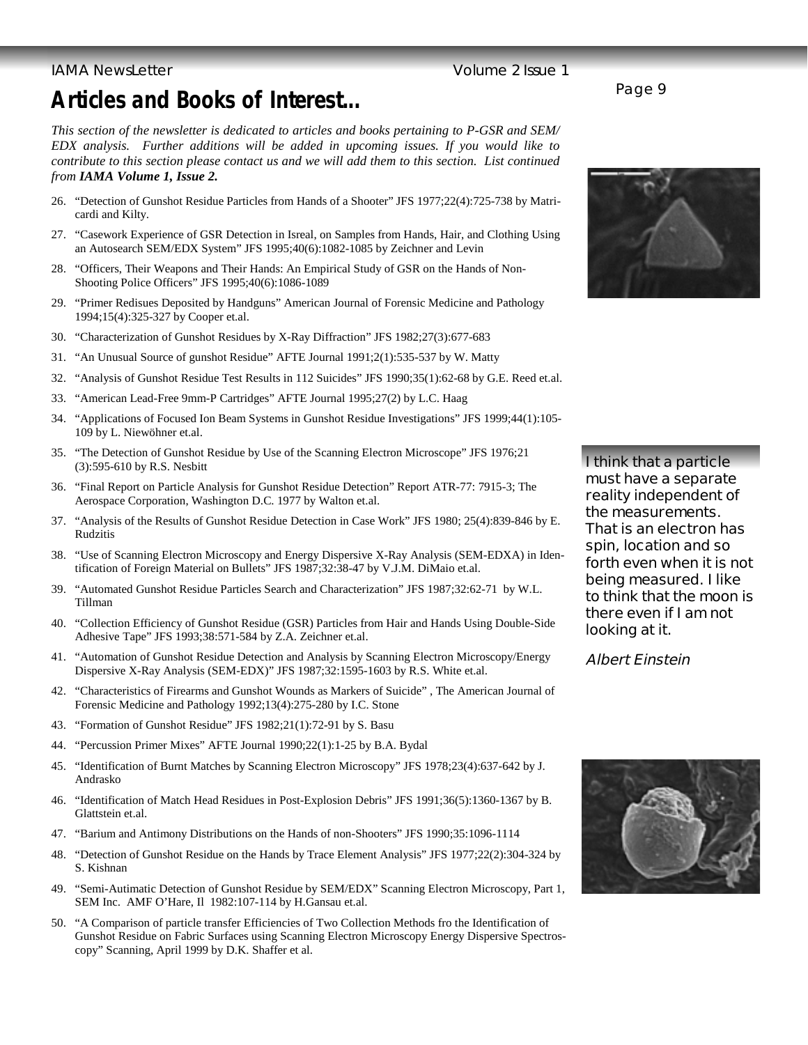# Articles and Books of Interest...

*This section of the newsletter is dedicated to articles and books pertaining to P-GSR and SEM/EDX analysis. Further additions will be added in upcoming issues. If you would like to contribute to this section please contact us and we will add them to this section. List continued from **IAMA Volume 1, Issue 2.***

26. "Detection of Gunshot Residue Particles from Hands of a Shooter" JFS 1977;22(4):725-738 by Matricardi and Kilty.
27. "Casework Experience of GSR Detection in Isreal, on Samples from Hands, Hair, and Clothing Using an Autosearch SEM/EDX System" JFS 1995;40(6):1082-1085 by Zeichner and Levin
28. "Officers, Their Weapons and Their Hands: An Empirical Study of GSR on the Hands of Non-Shooting Police Officers" JFS 1995;40(6):1086-1089
29. "Primer Redisues Deposited by Handguns" American Journal of Forensic Medicine and Pathology 1994;15(4):325-327 by Cooper et.al.
30. "Characterization of Gunshot Residues by X-Ray Diffraction" JFS 1982;27(3):677-683
31. "An Unusual Source of gunshot Residue" AFTE Journal 1991;2(1):535-537 by W. Matty
32. "Analysis of Gunshot Residue Test Results in 112 Suicides" JFS 1990;35(1):62-68 by G.E. Reed et.al.
33. "American Lead-Free 9mm-P Cartridges" AFTE Journal 1995;27(2) by L.C. Haag
34. "Applications of Focused Ion Beam Systems in Gunshot Residue Investigations" JFS 1999;44(1):105-109 by L. Niewöhner et.al.
35. "The Detection of Gunshot Residue by Use of the Scanning Electron Microscope" JFS 1976;21 (3):595-610 by R.S. Nesbitt
36. "Final Report on Particle Analysis for Gunshot Residue Detection" Report ATR-77: 7915-3; The Aerospace Corporation, Washington D.C. 1977 by Walton et.al.
37. "Analysis of the Results of Gunshot Residue Detection in Case Work" JFS 1980; 25(4):839-846 by E. Rudzitis
38. "Use of Scanning Electron Microscopy and Energy Dispersive X-Ray Analysis (SEM-EDXA) in Identification of Foreign Material on Bullets" JFS 1987;32:38-47 by V.J.M. DiMaio et.al.
39. "Automated Gunshot Residue Particles Search and Characterization" JFS 1987;32:62-71 by W.L. Tillman
40. "Collection Efficiency of Gunshot Residue (GSR) Particles from Hair and Hands Using Double-Side Adhesive Tape" JFS 1993;38:571-584 by Z.A. Zeichner et.al.
41. "Automation of Gunshot Residue Detection and Analysis by Scanning Electron Microscopy/Energy Dispersive X-Ray Analysis (SEM-EDX)" JFS 1987;32:1595-1603 by R.S. White et.al.
42. "Characteristics of Firearms and Gunshot Wounds as Markers of Suicide" , The American Journal of Forensic Medicine and Pathology 1992;13(4):275-280 by I.C. Stone
43. "Formation of Gunshot Residue" JFS 1982;21(1):72-91 by S. Basu
44. "Percussion Primer Mixes" AFTE Journal 1990;22(1):1-25 by B.A. Bydal
45. "Identification of Burnt Matches by Scanning Electron Microscopy" JFS 1978;23(4):637-642 by J. Andrasko
46. "Identification of Match Head Residues in Post-Explosion Debris" JFS 1991;36(5):1360-1367 by B. Glattstein et.al.
47. "Barium and Antimony Distributions on the Hands of non-Shooters" JFS 1990;35:1096-1114
48. "Detection of Gunshot Residue on the Hands by Trace Element Analysis" JFS 1977;22(2):304-324 by S. Kishnan
49. "Semi-Autimatic Detection of Gunshot Residue by SEM/EDX" Scanning Electron Microscopy, Part 1, SEM Inc. AMF O'Hare, Il 1982:107-114 by H.Gansau et.al.
50. "A Comparison of particle transfer Efficiencies of Two Collection Methods fro the Identification of Gunshot Residue on Fabric Surfaces using Scanning Electron Microscopy Energy Dispersive Spectroscopy" Scanning, April 1999 by D.K. Shaffer et al.

I think that a particle must have a separate reality independent of the measurements. That is an electron has spin, location and so forth even when it is not being measured. I like to think that the moon is there even if I am not looking at it.

*Albert Einstein*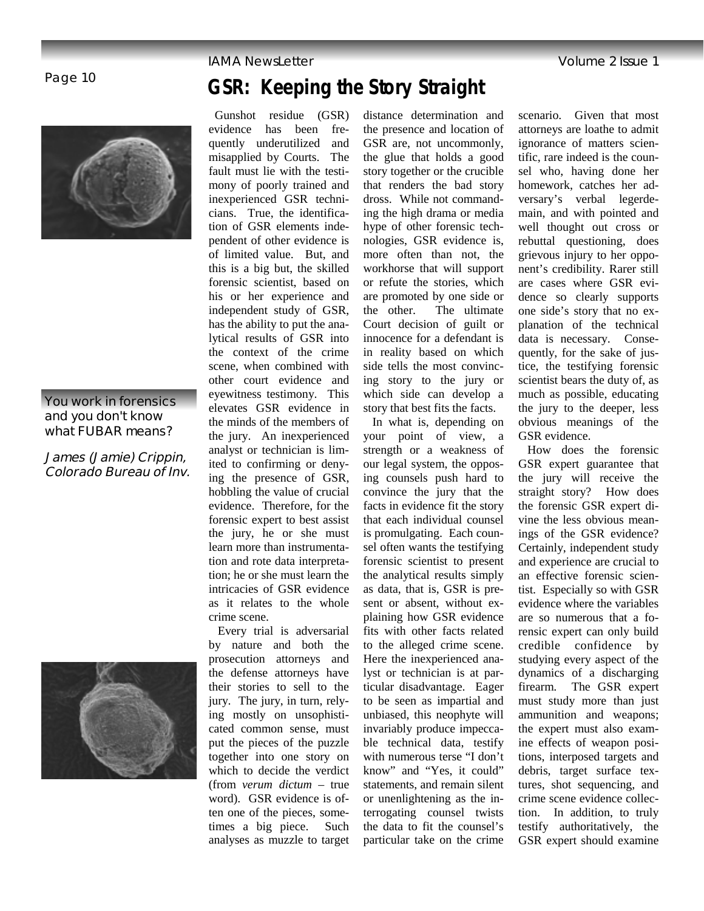# GSR: Keeping the Story Straight

You work in forensics and you don't know what FUBAR means?

*James (Jamie) Crippin, Colorado Bureau of Inv.*

Gunshot residue (GSR) evidence has been frequently underutilized and misapplied by Courts. The fault must lie with the testimony of poorly trained and inexperienced GSR technicians. True, the identification of GSR elements independent of other evidence is of limited value. But, and this is a big but, the skilled forensic scientist, based on his or her experience and independent study of GSR, has the ability to put the analytical results of GSR into the context of the crime scene, when combined with other court evidence and eyewitness testimony. This elevates GSR evidence in the minds of the members of the jury. An inexperienced analyst or technician is limited to confirming or denying the presence of GSR, hobbling the value of crucial evidence. Therefore, for the forensic expert to best assist the jury, he or she must learn more than instrumentation and rote data interpretation; he or she must learn the intricacies of GSR evidence as it relates to the whole crime scene.

Every trial is adversarial by nature and both the prosecution attorneys and the defense attorneys have their stories to sell to the jury. The jury, in turn, relying mostly on unsophisticated common sense, must put the pieces of the puzzle together into one story on which to decide the verdict (from *verum dictum* – true word). GSR evidence is often one of the pieces, sometimes a big piece. Such analyses as muzzle to target distance determination and the presence and location of GSR are, not uncommonly, the glue that holds a good story together or the crucible that renders the bad story dross. While not commanding the high drama or media hype of other forensic technologies, GSR evidence is, more often than not, the workhorse that will support or refute the stories, which are promoted by one side or the other. The ultimate Court decision of guilt or innocence for a defendant is in reality based on which side tells the most convincing story to the jury or which side can develop a story that best fits the facts.

In what is, depending on your point of view, a strength or a weakness of our legal system, the opposing counsels push hard to convince the jury that the facts in evidence fit the story that each individual counsel is promulgating. Each counsel often wants the testifying forensic scientist to present the analytical results simply as data, that is, GSR is present or absent, without explaining how GSR evidence fits with other facts related to the alleged crime scene. Here the inexperienced analyst or technician is at particular disadvantage. Eager to be seen as impartial and unbiased, this neophyte will invariably produce impeccable technical data, testify with numerous terse "I don't know" and "Yes, it could" statements, and remain silent or unenlightening as the interrogating counsel twists the data to fit the counsel's particular take on the crime scenario. Given that most attorneys are loathe to admit ignorance of matters scientific, rare indeed is the counsel who, having done her homework, catches her adversary's verbal legerdemain, and with pointed and well thought out cross or rebuttal questioning, does grievous injury to her opponent's credibility. Rarer still are cases where GSR evidence so clearly supports one side's story that no explanation of the technical data is necessary. Consequently, for the sake of justice, the testifying forensic scientist bears the duty of, as much as possible, educating the jury to the deeper, less obvious meanings of the GSR evidence.

How does the forensic GSR expert guarantee that the jury will receive the straight story? How does the forensic GSR expert divine the less obvious meanings of the GSR evidence? Certainly, independent study and experience are crucial to an effective forensic scientist. Especially so with GSR evidence where the variables are so numerous that a forensic expert can only build credible confidence by studying every aspect of the dynamics of a discharging firearm. The GSR expert must study more than just ammunition and weapons; the expert must also examine effects of weapon positions, interposed targets and debris, target surface textures, shot sequencing, and crime scene evidence collection. In addition, to truly testify authoritatively, the GSR expert should examine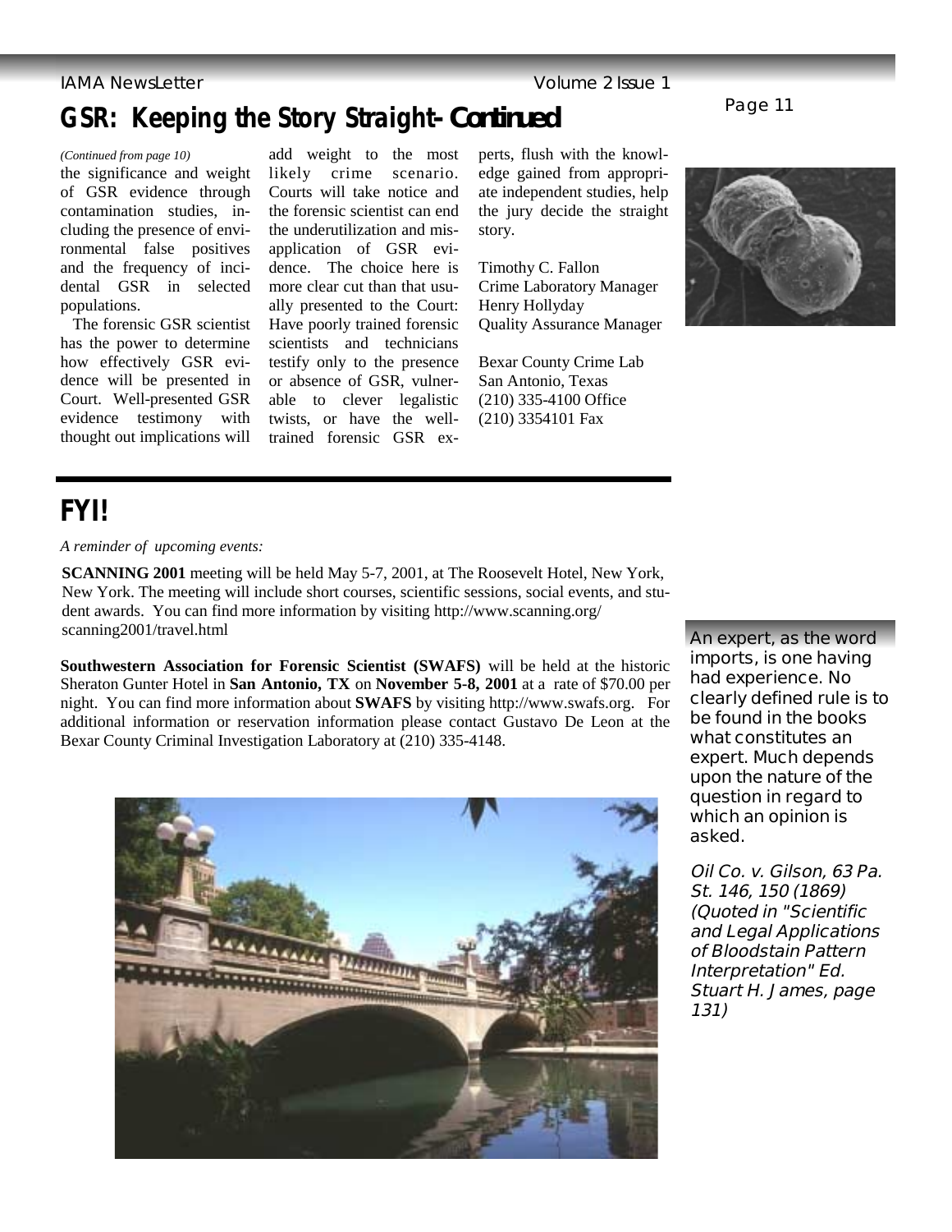## GSR: Keeping the Story Straight- Continued

*(Continued from page 10)*

the significance and weight of GSR evidence through contamination studies, including the presence of environmental false positives and the frequency of incidental GSR in selected populations.

The forensic GSR scientist has the power to determine how effectively GSR evidence will be presented in Court. Well-presented GSR evidence testimony with thought out implications will add weight to the most likely crime scenario. Courts will take notice and the forensic scientist can end the underutilization and misapplication of GSR evidence. The choice here is more clear cut than that usually presented to the Court: Have poorly trained forensic scientists and technicians testify only to the presence or absence of GSR, vulnerable to clever legalistic twists, or have the well-trained forensic GSR experts, flush with the knowledge gained from appropriate independent studies, help the jury decide the straight story.

Timothy C. Fallon
Crime Laboratory Manager
Henry Hollyday
Quality Assurance Manager

Bexar County Crime Lab
San Antonio, Texas
(210) 335-4100 Office
(210) 3354101 Fax

## FYI!

*A reminder of upcoming events:*

**SCANNING 2001** meeting will be held May 5-7, 2001, at The Roosevelt Hotel, New York, New York. The meeting will include short courses, scientific sessions, social events, and student awards. You can find more information by visiting http://www.scanning.org/scanning2001/travel.html

**Southwestern Association for Forensic Scientist (SWAFS)** will be held at the historic Sheraton Gunter Hotel in **San Antonio, TX** on **November 5-8, 2001** at a rate of $70.00 per night. You can find more information about **SWAFS** by visiting http://www.swafs.org. For additional information or reservation information please contact Gustavo De Leon at the Bexar County Criminal Investigation Laboratory at (210) 335-4148.

An expert, as the word imports, is one having had experience. No clearly defined rule is to be found in the books what constitutes an expert. Much depends upon the nature of the question in regard to which an opinion is asked.

*Oil Co. v. Gilson, 63 Pa. St. 146, 150 (1869) (Quoted in "Scientific and Legal Applications of Bloodstain Pattern Interpretation" Ed. Stuart H. James, page 131)*